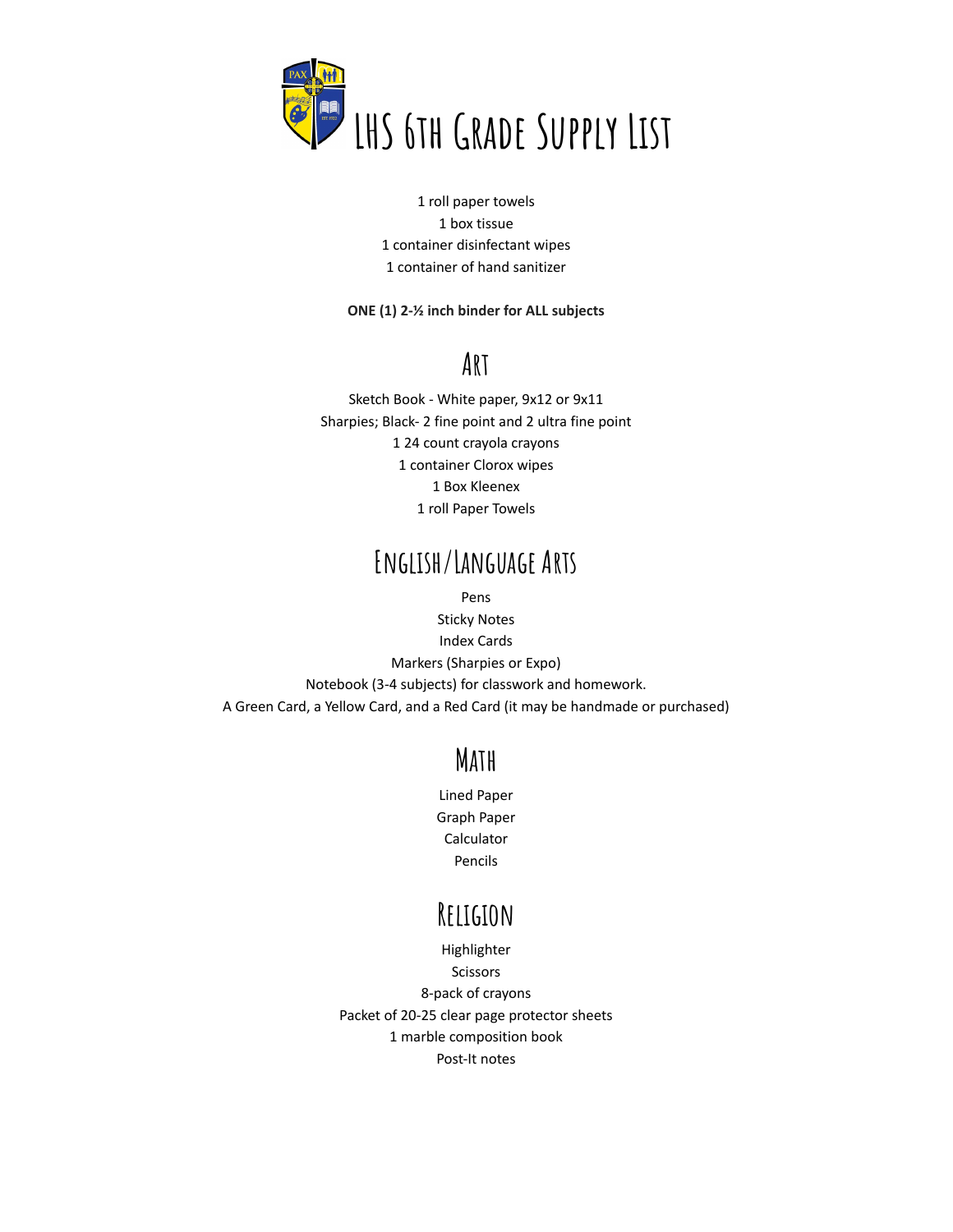# LHS 6th Grade Supply List

1 roll paper towels
1 box tissue
1 container disinfectant wipes
1 container of hand sanitizer

**ONE (1) 2-½ inch binder for ALL subjects**

## Art

Sketch Book - White paper, 9x12 or 9x11
Sharpies; Black- 2 fine point and 2 ultra fine point
1 24 count crayola crayons
1 container Clorox wipes
1 Box Kleenex
1 roll Paper Towels

## English/Language Arts

Pens
Sticky Notes
Index Cards
Markers (Sharpies or Expo)
Notebook (3-4 subjects) for classwork and homework.
A Green Card, a Yellow Card, and a Red Card (it may be handmade or purchased)

## Math

Lined Paper
Graph Paper
Calculator
Pencils

## Religion

Highlighter
Scissors
8-pack of crayons
Packet of 20-25 clear page protector sheets
1 marble composition book
Post-It notes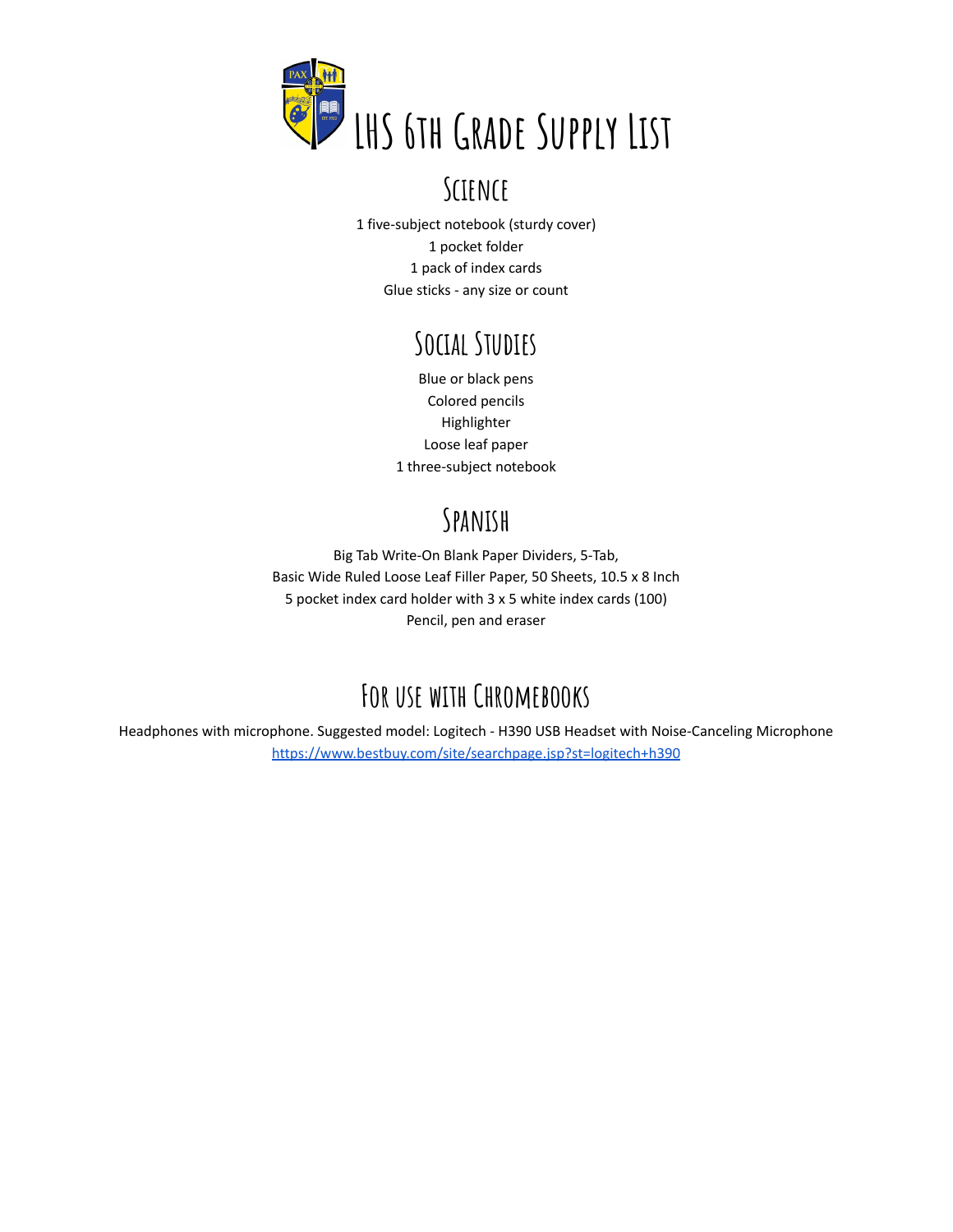# LHS 6th Grade Supply List

## Science

1 five-subject notebook (sturdy cover)
1 pocket folder
1 pack of index cards
Glue sticks - any size or count

## Social Studies

Blue or black pens
Colored pencils
Highlighter
Loose leaf paper
1 three-subject notebook

## Spanish

Big Tab Write-On Blank Paper Dividers, 5-Tab,
Basic Wide Ruled Loose Leaf Filler Paper, 50 Sheets, 10.5 x 8 Inch
5 pocket index card holder with 3 x 5 white index cards (100)
Pencil, pen and eraser

## For use with Chromebooks

Headphones with microphone. Suggested model: Logitech - H390 USB Headset with Noise-Canceling Microphone
https://www.bestbuy.com/site/searchpage.jsp?st=logitech+h390